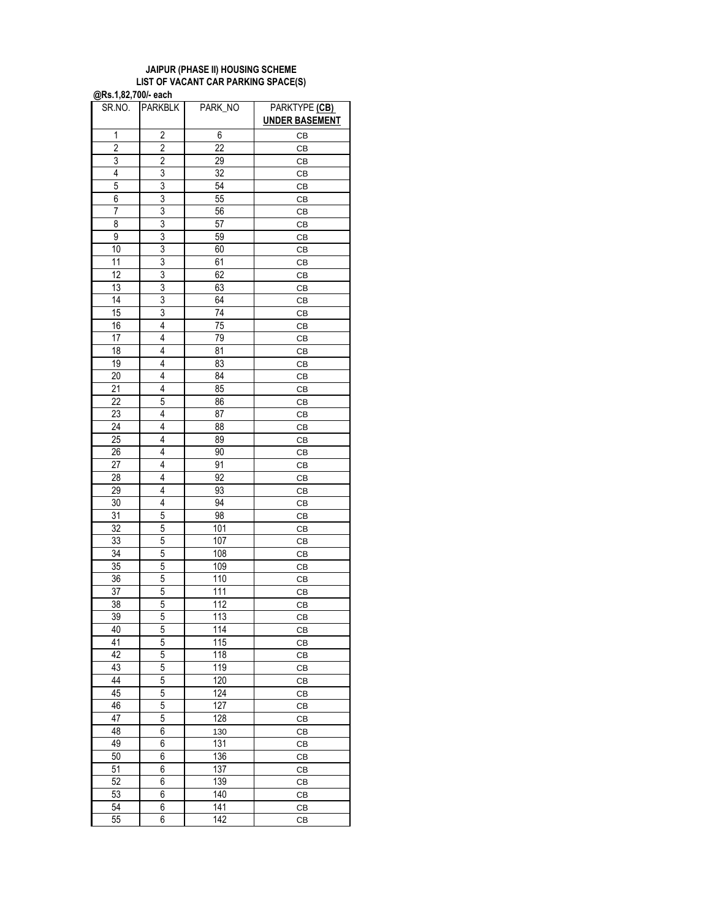**JAIPUR (PHASE II) HOUSING SCHEME**
**LIST OF VACANT CAR PARKING SPACE(S)**
**@Rs.1,82,700/- each**

| SR.NO. | PARKBLK | PARK_NO | PARKTYPE **(CB)** **UNDER BASEMENT** |
|---|---|---|---|
| 1 | 2 | 6 | CB |
| 2 | 2 | 22 | CB |
| 3 | 2 | 29 | CB |
| 4 | 3 | 32 | CB |
| 5 | 3 | 54 | CB |
| 6 | 3 | 55 | CB |
| 7 | 3 | 56 | CB |
| 8 | 3 | 57 | CB |
| 9 | 3 | 59 | CB |
| 10 | 3 | 60 | CB |
| 11 | 3 | 61 | CB |
| 12 | 3 | 62 | CB |
| 13 | 3 | 63 | CB |
| 14 | 3 | 64 | CB |
| 15 | 3 | 74 | CB |
| 16 | 4 | 75 | CB |
| 17 | 4 | 79 | CB |
| 18 | 4 | 81 | CB |
| 19 | 4 | 83 | CB |
| 20 | 4 | 84 | CB |
| 21 | 4 | 85 | CB |
| 22 | 5 | 86 | CB |
| 23 | 4 | 87 | CB |
| 24 | 4 | 88 | CB |
| 25 | 4 | 89 | CB |
| 26 | 4 | 90 | CB |
| 27 | 4 | 91 | CB |
| 28 | 4 | 92 | CB |
| 29 | 4 | 93 | CB |
| 30 | 4 | 94 | CB |
| 31 | 5 | 98 | CB |
| 32 | 5 | 101 | CB |
| 33 | 5 | 107 | CB |
| 34 | 5 | 108 | CB |
| 35 | 5 | 109 | CB |
| 36 | 5 | 110 | CB |
| 37 | 5 | 111 | CB |
| 38 | 5 | 112 | CB |
| 39 | 5 | 113 | CB |
| 40 | 5 | 114 | CB |
| 41 | 5 | 115 | CB |
| 42 | 5 | 118 | CB |
| 43 | 5 | 119 | CB |
| 44 | 5 | 120 | CB |
| 45 | 5 | 124 | CB |
| 46 | 5 | 127 | CB |
| 47 | 5 | 128 | CB |
| 48 | 6 | 130 | CB |
| 49 | 6 | 131 | CB |
| 50 | 6 | 136 | CB |
| 51 | 6 | 137 | CB |
| 52 | 6 | 139 | CB |
| 53 | 6 | 140 | CB |
| 54 | 6 | 141 | CB |
| 55 | 6 | 142 | CB |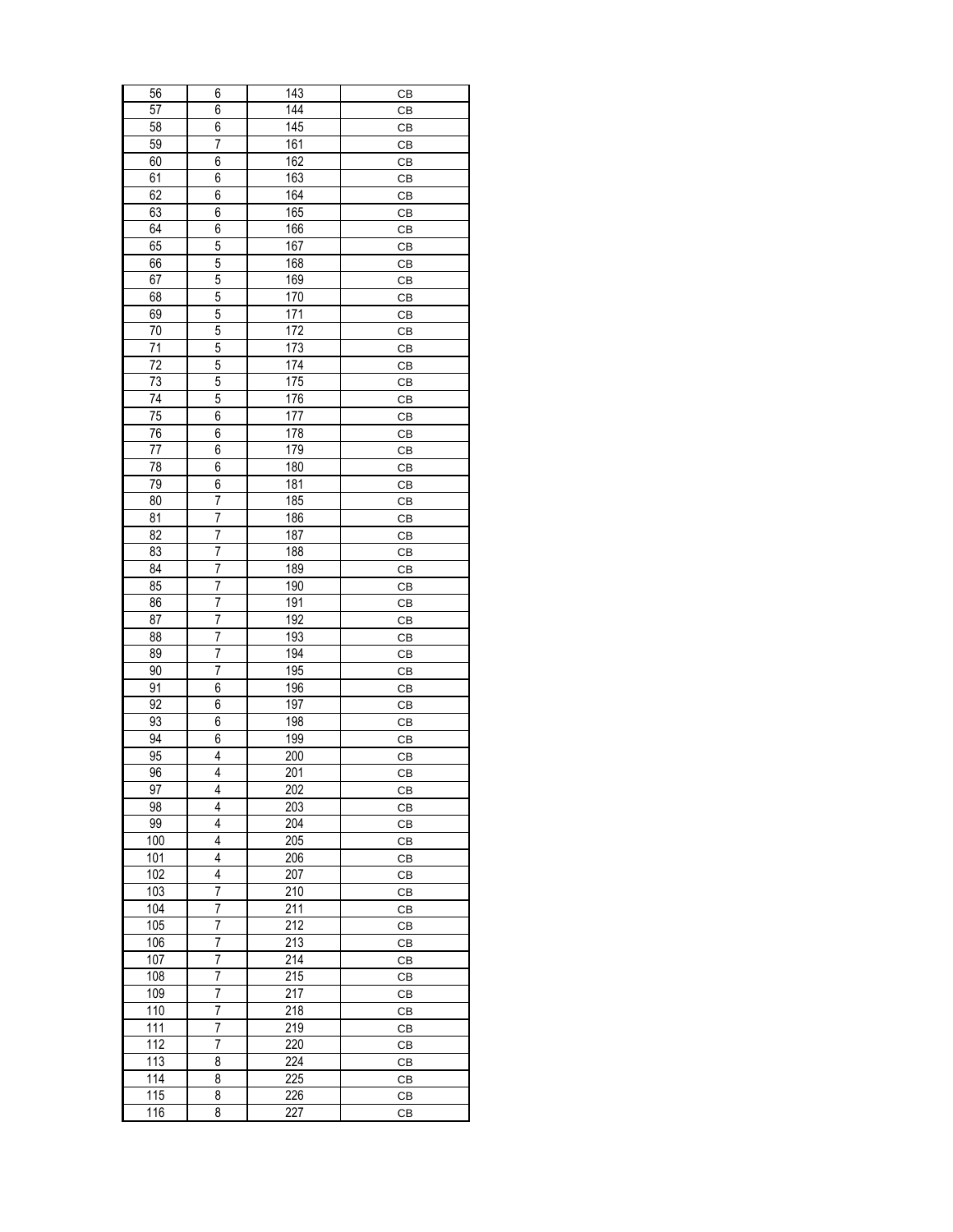| | | | |
|---|---|---|---|
| 56 | 6 | 143 | CB |
| 57 | 6 | 144 | CB |
| 58 | 6 | 145 | CB |
| 59 | 7 | 161 | CB |
| 60 | 6 | 162 | CB |
| 61 | 6 | 163 | CB |
| 62 | 6 | 164 | CB |
| 63 | 6 | 165 | CB |
| 64 | 6 | 166 | CB |
| 65 | 5 | 167 | CB |
| 66 | 5 | 168 | CB |
| 67 | 5 | 169 | CB |
| 68 | 5 | 170 | CB |
| 69 | 5 | 171 | CB |
| 70 | 5 | 172 | CB |
| 71 | 5 | 173 | CB |
| 72 | 5 | 174 | CB |
| 73 | 5 | 175 | CB |
| 74 | 5 | 176 | CB |
| 75 | 6 | 177 | CB |
| 76 | 6 | 178 | CB |
| 77 | 6 | 179 | CB |
| 78 | 6 | 180 | CB |
| 79 | 6 | 181 | CB |
| 80 | 7 | 185 | CB |
| 81 | 7 | 186 | CB |
| 82 | 7 | 187 | CB |
| 83 | 7 | 188 | CB |
| 84 | 7 | 189 | CB |
| 85 | 7 | 190 | CB |
| 86 | 7 | 191 | CB |
| 87 | 7 | 192 | CB |
| 88 | 7 | 193 | CB |
| 89 | 7 | 194 | CB |
| 90 | 7 | 195 | CB |
| 91 | 6 | 196 | CB |
| 92 | 6 | 197 | CB |
| 93 | 6 | 198 | CB |
| 94 | 6 | 199 | CB |
| 95 | 4 | 200 | CB |
| 96 | 4 | 201 | CB |
| 97 | 4 | 202 | CB |
| 98 | 4 | 203 | CB |
| 99 | 4 | 204 | CB |
| 100 | 4 | 205 | CB |
| 101 | 4 | 206 | CB |
| 102 | 4 | 207 | CB |
| 103 | 7 | 210 | CB |
| 104 | 7 | 211 | CB |
| 105 | 7 | 212 | CB |
| 106 | 7 | 213 | CB |
| 107 | 7 | 214 | CB |
| 108 | 7 | 215 | CB |
| 109 | 7 | 217 | CB |
| 110 | 7 | 218 | CB |
| 111 | 7 | 219 | CB |
| 112 | 7 | 220 | CB |
| 113 | 8 | 224 | CB |
| 114 | 8 | 225 | CB |
| 115 | 8 | 226 | CB |
| 116 | 8 | 227 | CB |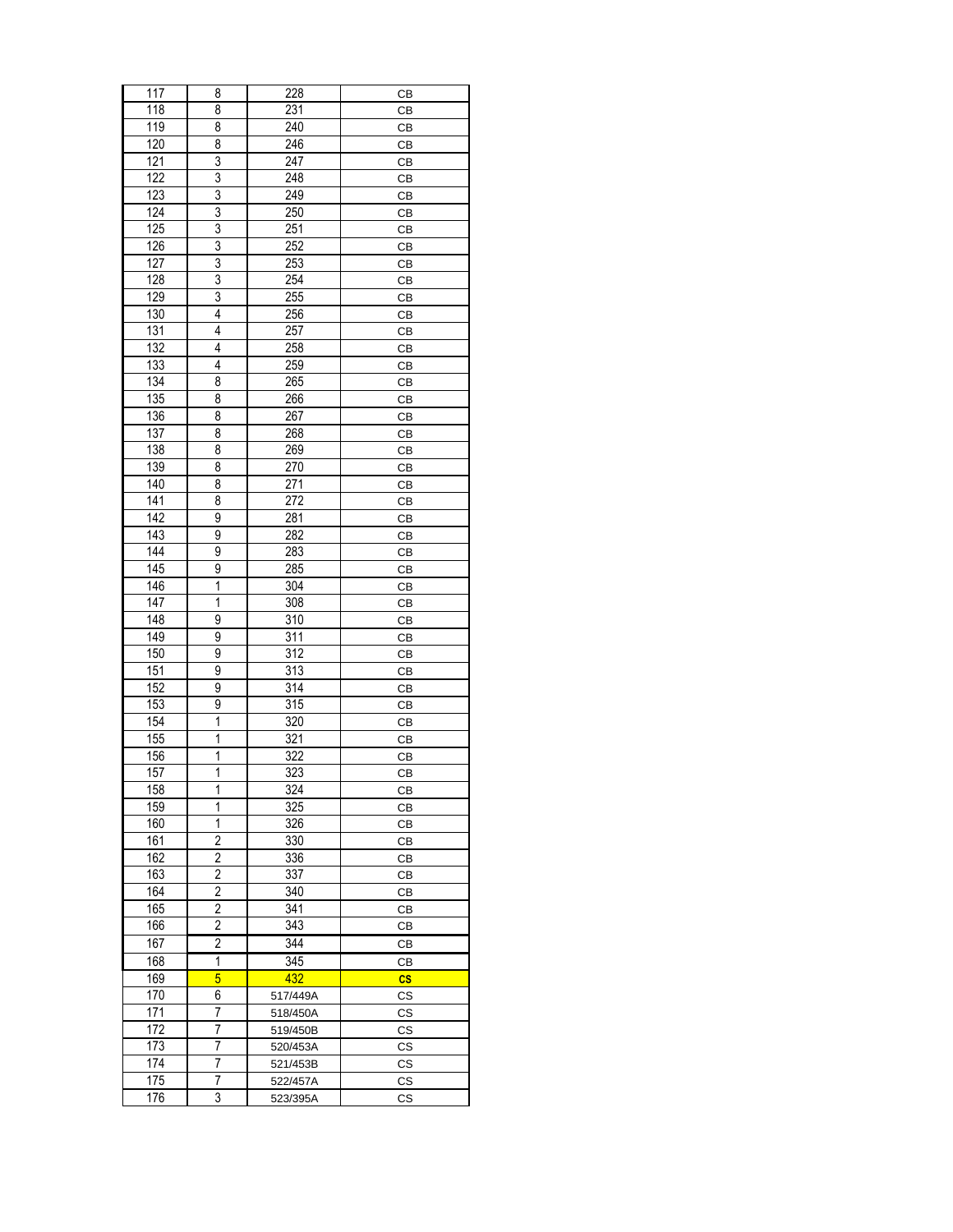| | | | |
|---|---|---|---|
| 117 | 8 | 228 | CB |
| 118 | 8 | 231 | CB |
| 119 | 8 | 240 | CB |
| 120 | 8 | 246 | CB |
| 121 | 3 | 247 | CB |
| 122 | 3 | 248 | CB |
| 123 | 3 | 249 | CB |
| 124 | 3 | 250 | CB |
| 125 | 3 | 251 | CB |
| 126 | 3 | 252 | CB |
| 127 | 3 | 253 | CB |
| 128 | 3 | 254 | CB |
| 129 | 3 | 255 | CB |
| 130 | 4 | 256 | CB |
| 131 | 4 | 257 | CB |
| 132 | 4 | 258 | CB |
| 133 | 4 | 259 | CB |
| 134 | 8 | 265 | CB |
| 135 | 8 | 266 | CB |
| 136 | 8 | 267 | CB |
| 137 | 8 | 268 | CB |
| 138 | 8 | 269 | CB |
| 139 | 8 | 270 | CB |
| 140 | 8 | 271 | CB |
| 141 | 8 | 272 | CB |
| 142 | 9 | 281 | CB |
| 143 | 9 | 282 | CB |
| 144 | 9 | 283 | CB |
| 145 | 9 | 285 | CB |
| 146 | 1 | 304 | CB |
| 147 | 1 | 308 | CB |
| 148 | 9 | 310 | CB |
| 149 | 9 | 311 | CB |
| 150 | 9 | 312 | CB |
| 151 | 9 | 313 | CB |
| 152 | 9 | 314 | CB |
| 153 | 9 | 315 | CB |
| 154 | 1 | 320 | CB |
| 155 | 1 | 321 | CB |
| 156 | 1 | 322 | CB |
| 157 | 1 | 323 | CB |
| 158 | 1 | 324 | CB |
| 159 | 1 | 325 | CB |
| 160 | 1 | 326 | CB |
| 161 | 2 | 330 | CB |
| 162 | 2 | 336 | CB |
| 163 | 2 | 337 | CB |
| 164 | 2 | 340 | CB |
| 165 | 2 | 341 | CB |
| 166 | 2 | 343 | CB |
| 167 | 2 | 344 | CB |
| 168 | 1 | 345 | CB |
| 169 | 5 | 432 | **CS** |
| 170 | 6 | 517/449A | CS |
| 171 | 7 | 518/450A | CS |
| 172 | 7 | 519/450B | CS |
| 173 | 7 | 520/453A | CS |
| 174 | 7 | 521/453B | CS |
| 175 | 7 | 522/457A | CS |
| 176 | 3 | 523/395A | CS |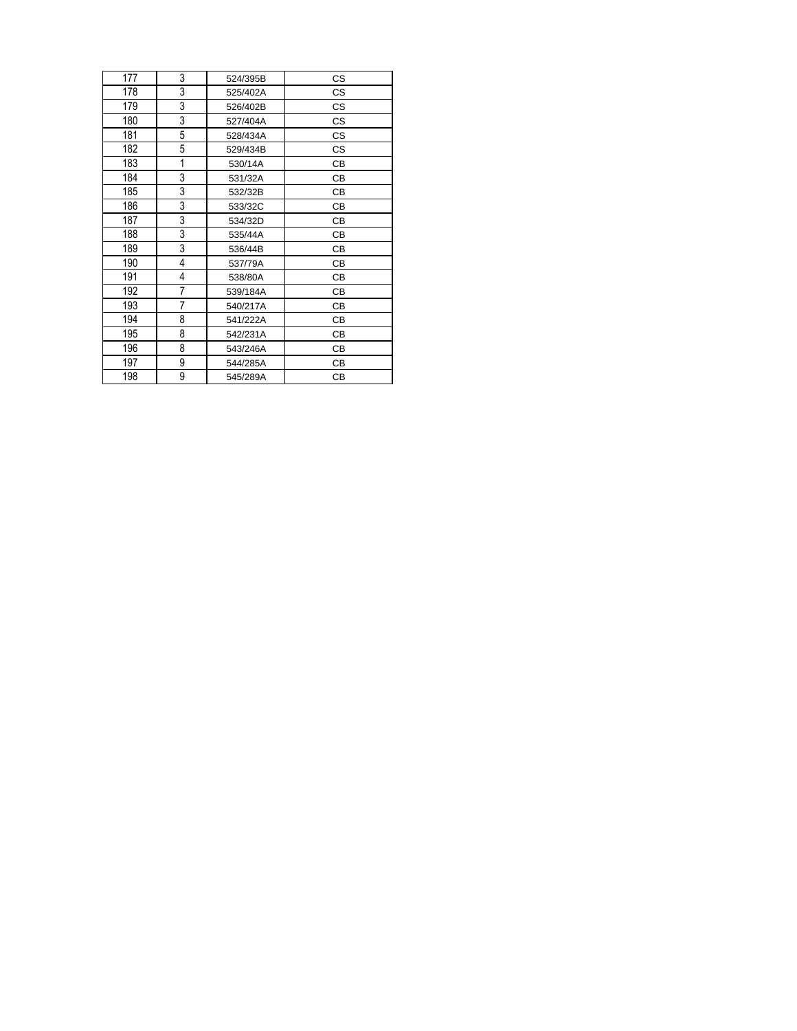| | | | |
|---|---|---|---|
| 177 | 3 | 524/395B | CS |
| 178 | 3 | 525/402A | CS |
| 179 | 3 | 526/402B | CS |
| 180 | 3 | 527/404A | CS |
| 181 | 5 | 528/434A | CS |
| 182 | 5 | 529/434B | CS |
| 183 | 1 | 530/14A | CB |
| 184 | 3 | 531/32A | CB |
| 185 | 3 | 532/32B | CB |
| 186 | 3 | 533/32C | CB |
| 187 | 3 | 534/32D | CB |
| 188 | 3 | 535/44A | CB |
| 189 | 3 | 536/44B | CB |
| 190 | 4 | 537/79A | CB |
| 191 | 4 | 538/80A | CB |
| 192 | 7 | 539/184A | CB |
| 193 | 7 | 540/217A | CB |
| 194 | 8 | 541/222A | CB |
| 195 | 8 | 542/231A | CB |
| 196 | 8 | 543/246A | CB |
| 197 | 9 | 544/285A | CB |
| 198 | 9 | 545/289A | CB |